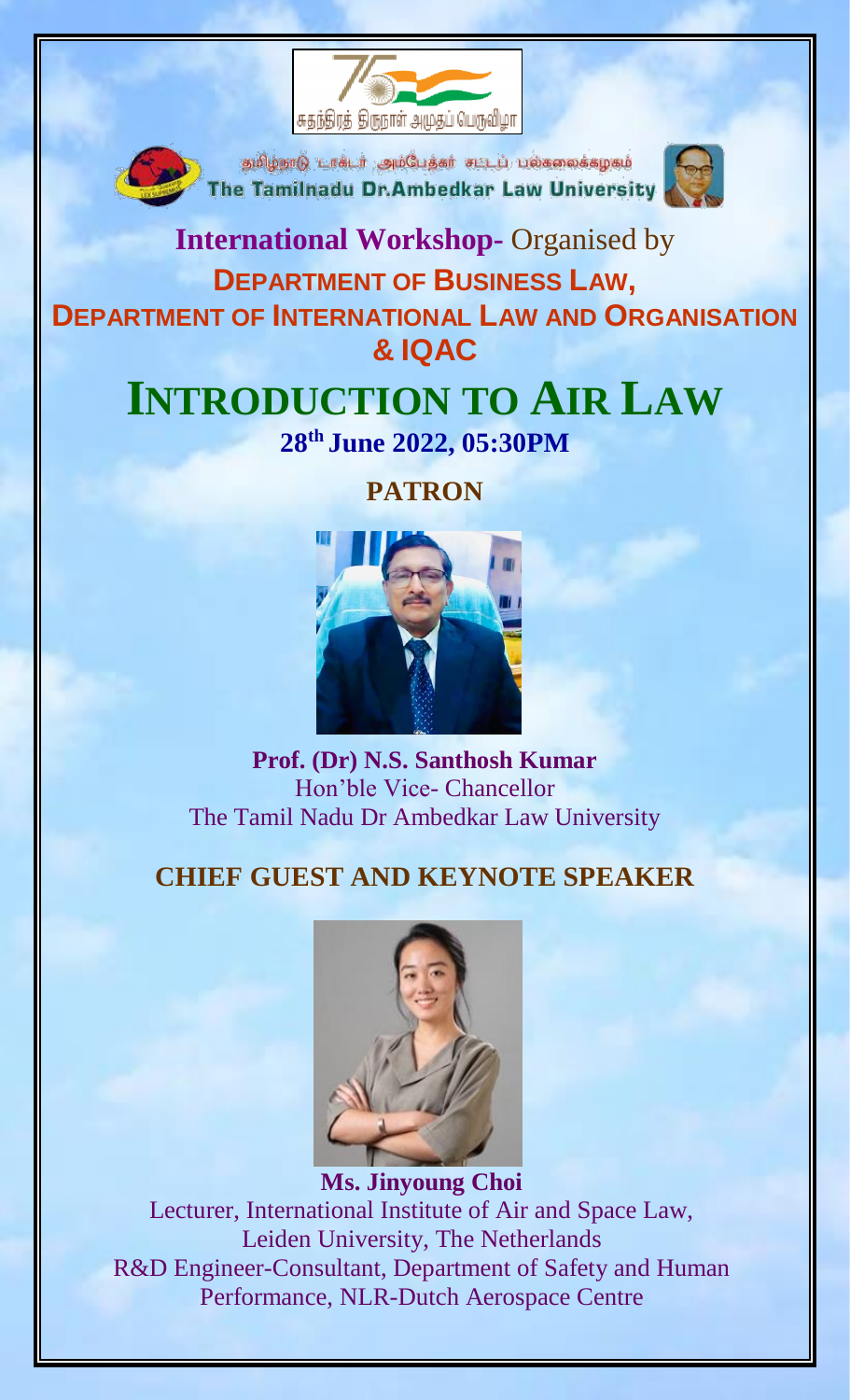சுதந்திரத் திருநாள் அமுதப் பெருவிழா

தமிழ்நாடு டாக்டர் அம்பேத்கர் சட்டப் பல்கலைக்கழகம்

The Tamilnadu Dr.Ambedkar Law University

**International Workshop-** Organised by

**DEPARTMENT OF BUSINESS LAW,**
**DEPARTMENT OF INTERNATIONAL LAW AND ORGANISATION**
**& IQAC**

# INTRODUCTION TO AIR LAW

**28th June 2022, 05:30PM**

## PATRON

**Prof. (Dr) N.S. Santhosh Kumar**
Hon'ble Vice- Chancellor
The Tamil Nadu Dr Ambedkar Law University

## CHIEF GUEST AND KEYNOTE SPEAKER

**Ms. Jinyoung Choi**
Lecturer, International Institute of Air and Space Law,
Leiden University, The Netherlands
R&D Engineer-Consultant, Department of Safety and Human Performance, NLR-Dutch Aerospace Centre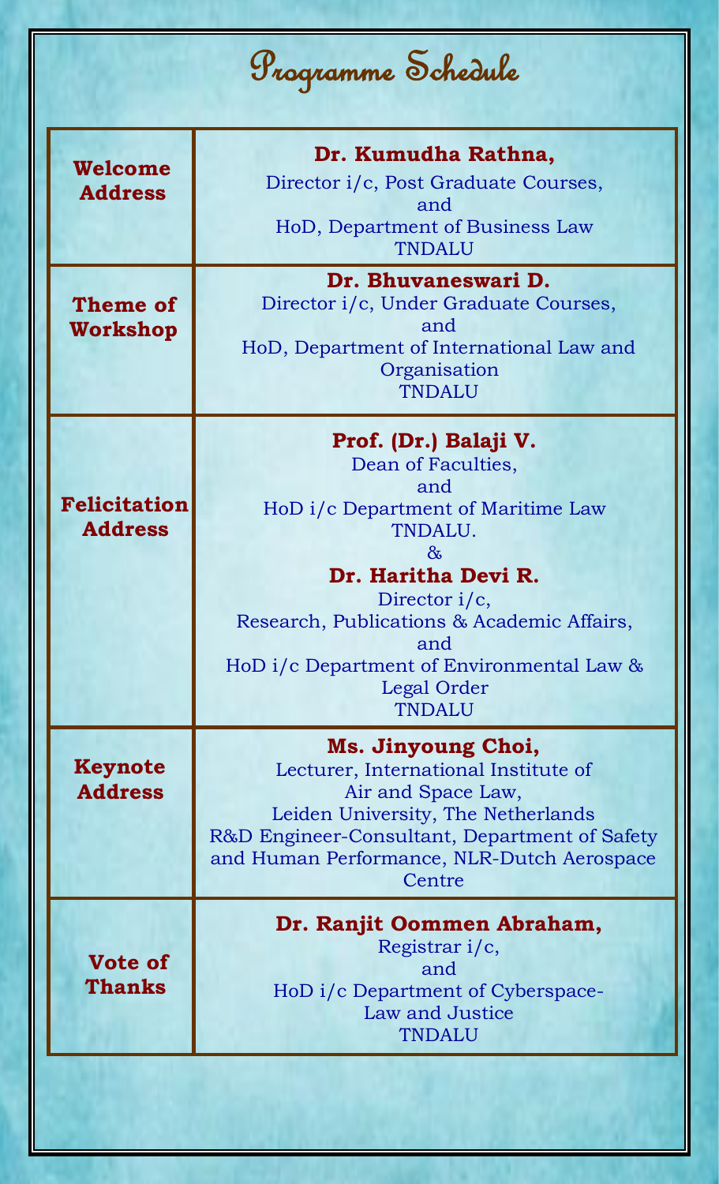# Programme Schedule

| | |
|---|---|
| **Welcome Address** | **Dr. Kumudha Rathna,**<br>Director i/c, Post Graduate Courses,<br>and<br>HoD, Department of Business Law<br>TNDALU |
| **Theme of Workshop** | **Dr. Bhuvaneswari D.**<br>Director i/c, Under Graduate Courses,<br>and<br>HoD, Department of International Law and Organisation<br>TNDALU |
| **Felicitation Address** | **Prof. (Dr.) Balaji V.**<br>Dean of Faculties,<br>and<br>HoD i/c Department of Maritime Law<br>TNDALU.<br>&<br>**Dr. Haritha Devi R.**<br>Director i/c,<br>Research, Publications & Academic Affairs,<br>and<br>HoD i/c Department of Environmental Law & Legal Order<br>TNDALU |
| **Keynote Address** | **Ms. Jinyoung Choi,**<br>Lecturer, International Institute of Air and Space Law,<br>Leiden University, The Netherlands<br>R&D Engineer-Consultant, Department of Safety and Human Performance, NLR-Dutch Aerospace Centre |
| **Vote of Thanks** | **Dr. Ranjit Oommen Abraham,**<br>Registrar i/c,<br>and<br>HoD i/c Department of Cyberspace-Law and Justice<br>TNDALU |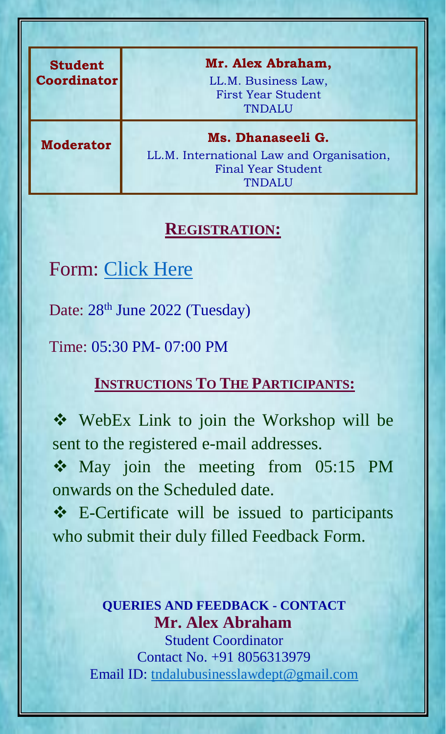| | |
|---|---|
| **Student Coordinator** | **Mr. Alex Abraham,**<br>LL.M. Business Law,<br>First Year Student<br>TNDALU |
| **Moderator** | **Ms. Dhanaseeli G.**<br>LL.M. International Law and Organisation,<br>Final Year Student<br>TNDALU |

## REGISTRATION:

Form: Click Here

Date: 28th June 2022 (Tuesday)

Time: 05:30 PM- 07:00 PM

### INSTRUCTIONS TO THE PARTICIPANTS:

- WebEx Link to join the Workshop will be sent to the registered e-mail addresses.
- May join the meeting from 05:15 PM onwards on the Scheduled date.
- E-Certificate will be issued to participants who submit their duly filled Feedback Form.

**QUERIES AND FEEDBACK - CONTACT**

**Mr. Alex Abraham**

Student Coordinator

Contact No. +91 8056313979

Email ID: tndalubusinesslawdept@gmail.com